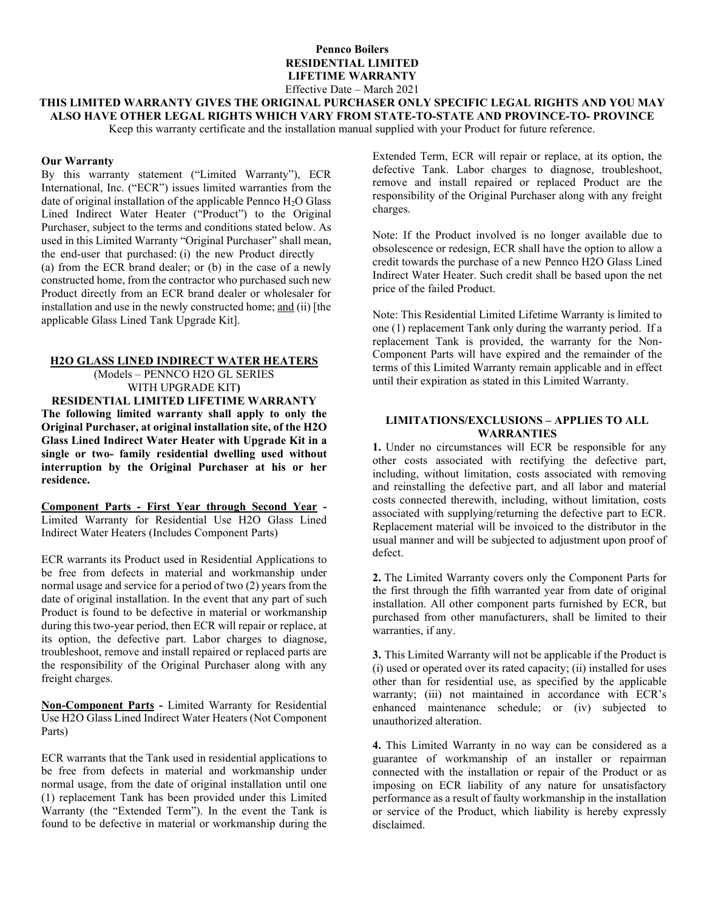# Pennco Boilers
# RESIDENTIAL LIMITED LIFETIME WARRANTY

Effective Date – March 2021

**THIS LIMITED WARRANTY GIVES THE ORIGINAL PURCHASER ONLY SPECIFIC LEGAL RIGHTS AND YOU MAY ALSO HAVE OTHER LEGAL RIGHTS WHICH VARY FROM STATE-TO-STATE AND PROVINCE-TO- PROVINCE**

Keep this warranty certificate and the installation manual supplied with your Product for future reference.

**Our Warranty**

By this warranty statement ("Limited Warranty"), ECR International, Inc. ("ECR") issues limited warranties from the date of original installation of the applicable Pennco $H_2O$ Glass Lined Indirect Water Heater ("Product") to the Original Purchaser, subject to the terms and conditions stated below. As used in this Limited Warranty "Original Purchaser" shall mean, the end-user that purchased: (i) the new Product directly (a) from the ECR brand dealer; or (b) in the case of a newly constructed home, from the contractor who purchased such new Product directly from an ECR brand dealer or wholesaler for installation and use in the newly constructed home; and (ii) [the applicable Glass Lined Tank Upgrade Kit].

## H2O GLASS LINED INDIRECT WATER HEATERS

(Models – PENNCO H2O GL SERIES WITH UPGRADE KIT)

**RESIDENTIAL LIMITED LIFETIME WARRANTY**

**The following limited warranty shall apply to only the Original Purchaser, at original installation site, of the H2O Glass Lined Indirect Water Heater with Upgrade Kit in a single or two- family residential dwelling used without interruption by the Original Purchaser at his or her residence.**

**Component Parts - First Year through Second Year -** Limited Warranty for Residential Use H2O Glass Lined Indirect Water Heaters (Includes Component Parts)

ECR warrants its Product used in Residential Applications to be free from defects in material and workmanship under normal usage and service for a period of two (2) years from the date of original installation. In the event that any part of such Product is found to be defective in material or workmanship during this two-year period, then ECR will repair or replace, at its option, the defective part. Labor charges to diagnose, troubleshoot, remove and install repaired or replaced parts are the responsibility of the Original Purchaser along with any freight charges.

**Non-Component Parts -** Limited Warranty for Residential Use H2O Glass Lined Indirect Water Heaters (Not Component Parts)

ECR warrants that the Tank used in residential applications to be free from defects in material and workmanship under normal usage, from the date of original installation until one (1) replacement Tank has been provided under this Limited Warranty (the "Extended Term"). In the event the Tank is found to be defective in material or workmanship during the Extended Term, ECR will repair or replace, at its option, the defective Tank. Labor charges to diagnose, troubleshoot, remove and install repaired or replaced Product are the responsibility of the Original Purchaser along with any freight charges.

Note: If the Product involved is no longer available due to obsolescence or redesign, ECR shall have the option to allow a credit towards the purchase of a new Pennco H2O Glass Lined Indirect Water Heater. Such credit shall be based upon the net price of the failed Product.

Note: This Residential Limited Lifetime Warranty is limited to one (1) replacement Tank only during the warranty period. If a replacement Tank is provided, the warranty for the Non-Component Parts will have expired and the remainder of the terms of this Limited Warranty remain applicable and in effect until their expiration as stated in this Limited Warranty.

## LIMITATIONS/EXCLUSIONS – APPLIES TO ALL WARRANTIES

**1.** Under no circumstances will ECR be responsible for any other costs associated with rectifying the defective part, including, without limitation, costs associated with removing and reinstalling the defective part, and all labor and material costs connected therewith, including, without limitation, costs associated with supplying/returning the defective part to ECR. Replacement material will be invoiced to the distributor in the usual manner and will be subjected to adjustment upon proof of defect.

**2.** The Limited Warranty covers only the Component Parts for the first through the fifth warranted year from date of original installation. All other component parts furnished by ECR, but purchased from other manufacturers, shall be limited to their warranties, if any.

**3.** This Limited Warranty will not be applicable if the Product is (i) used or operated over its rated capacity; (ii) installed for uses other than for residential use, as specified by the applicable warranty; (iii) not maintained in accordance with ECR's enhanced maintenance schedule; or (iv) subjected to unauthorized alteration.

**4.** This Limited Warranty in no way can be considered as a guarantee of workmanship of an installer or repairman connected with the installation or repair of the Product or as imposing on ECR liability of any nature for unsatisfactory performance as a result of faulty workmanship in the installation or service of the Product, which liability is hereby expressly disclaimed.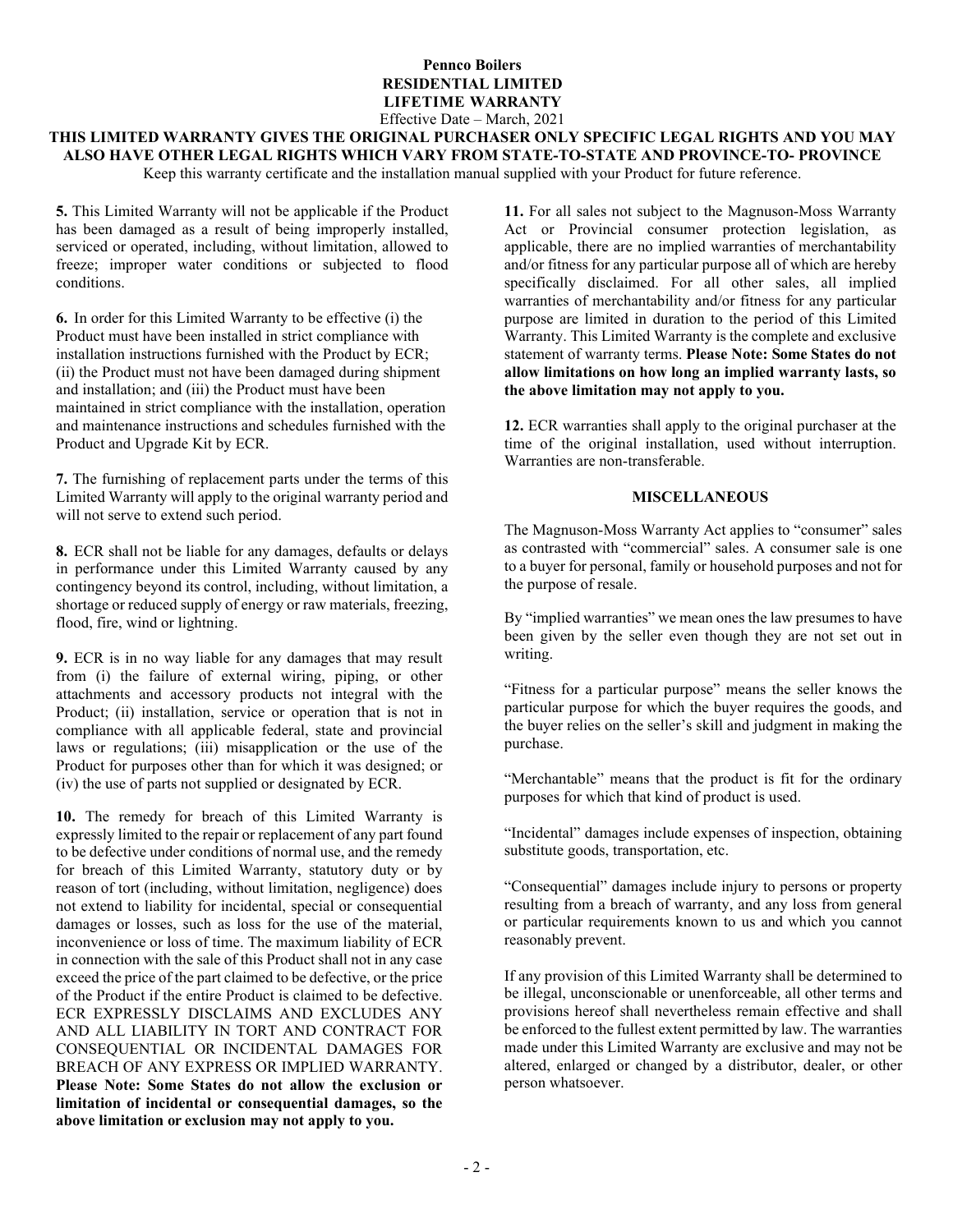**Pennco Boilers**
**RESIDENTIAL LIMITED**
**LIFETIME WARRANTY**
Effective Date – March, 2021

**THIS LIMITED WARRANTY GIVES THE ORIGINAL PURCHASER ONLY SPECIFIC LEGAL RIGHTS AND YOU MAY ALSO HAVE OTHER LEGAL RIGHTS WHICH VARY FROM STATE-TO-STATE AND PROVINCE-TO- PROVINCE**

Keep this warranty certificate and the installation manual supplied with your Product for future reference.

**5.** This Limited Warranty will not be applicable if the Product has been damaged as a result of being improperly installed, serviced or operated, including, without limitation, allowed to freeze; improper water conditions or subjected to flood conditions.

**6.** In order for this Limited Warranty to be effective (i) the Product must have been installed in strict compliance with installation instructions furnished with the Product by ECR; (ii) the Product must not have been damaged during shipment and installation; and (iii) the Product must have been maintained in strict compliance with the installation, operation and maintenance instructions and schedules furnished with the Product and Upgrade Kit by ECR.

**7.** The furnishing of replacement parts under the terms of this Limited Warranty will apply to the original warranty period and will not serve to extend such period.

**8.** ECR shall not be liable for any damages, defaults or delays in performance under this Limited Warranty caused by any contingency beyond its control, including, without limitation, a shortage or reduced supply of energy or raw materials, freezing, flood, fire, wind or lightning.

**9.** ECR is in no way liable for any damages that may result from (i) the failure of external wiring, piping, or other attachments and accessory products not integral with the Product; (ii) installation, service or operation that is not in compliance with all applicable federal, state and provincial laws or regulations; (iii) misapplication or the use of the Product for purposes other than for which it was designed; or (iv) the use of parts not supplied or designated by ECR.

**10.** The remedy for breach of this Limited Warranty is expressly limited to the repair or replacement of any part found to be defective under conditions of normal use, and the remedy for breach of this Limited Warranty, statutory duty or by reason of tort (including, without limitation, negligence) does not extend to liability for incidental, special or consequential damages or losses, such as loss for the use of the material, inconvenience or loss of time. The maximum liability of ECR in connection with the sale of this Product shall not in any case exceed the price of the part claimed to be defective, or the price of the Product if the entire Product is claimed to be defective. ECR EXPRESSLY DISCLAIMS AND EXCLUDES ANY AND ALL LIABILITY IN TORT AND CONTRACT FOR CONSEQUENTIAL OR INCIDENTAL DAMAGES FOR BREACH OF ANY EXPRESS OR IMPLIED WARRANTY. **Please Note: Some States do not allow the exclusion or limitation of incidental or consequential damages, so the above limitation or exclusion may not apply to you.**

**11.** For all sales not subject to the Magnuson-Moss Warranty Act or Provincial consumer protection legislation, as applicable, there are no implied warranties of merchantability and/or fitness for any particular purpose all of which are hereby specifically disclaimed. For all other sales, all implied warranties of merchantability and/or fitness for any particular purpose are limited in duration to the period of this Limited Warranty. This Limited Warranty is the complete and exclusive statement of warranty terms. **Please Note: Some States do not allow limitations on how long an implied warranty lasts, so the above limitation may not apply to you.**

**12.** ECR warranties shall apply to the original purchaser at the time of the original installation, used without interruption. Warranties are non-transferable.

**MISCELLANEOUS**

The Magnuson-Moss Warranty Act applies to "consumer" sales as contrasted with "commercial" sales. A consumer sale is one to a buyer for personal, family or household purposes and not for the purpose of resale.

By "implied warranties" we mean ones the law presumes to have been given by the seller even though they are not set out in writing.

"Fitness for a particular purpose" means the seller knows the particular purpose for which the buyer requires the goods, and the buyer relies on the seller's skill and judgment in making the purchase.

"Merchantable" means that the product is fit for the ordinary purposes for which that kind of product is used.

"Incidental" damages include expenses of inspection, obtaining substitute goods, transportation, etc.

"Consequential" damages include injury to persons or property resulting from a breach of warranty, and any loss from general or particular requirements known to us and which you cannot reasonably prevent.

If any provision of this Limited Warranty shall be determined to be illegal, unconscionable or unenforceable, all other terms and provisions hereof shall nevertheless remain effective and shall be enforced to the fullest extent permitted by law. The warranties made under this Limited Warranty are exclusive and may not be altered, enlarged or changed by a distributor, dealer, or other person whatsoever.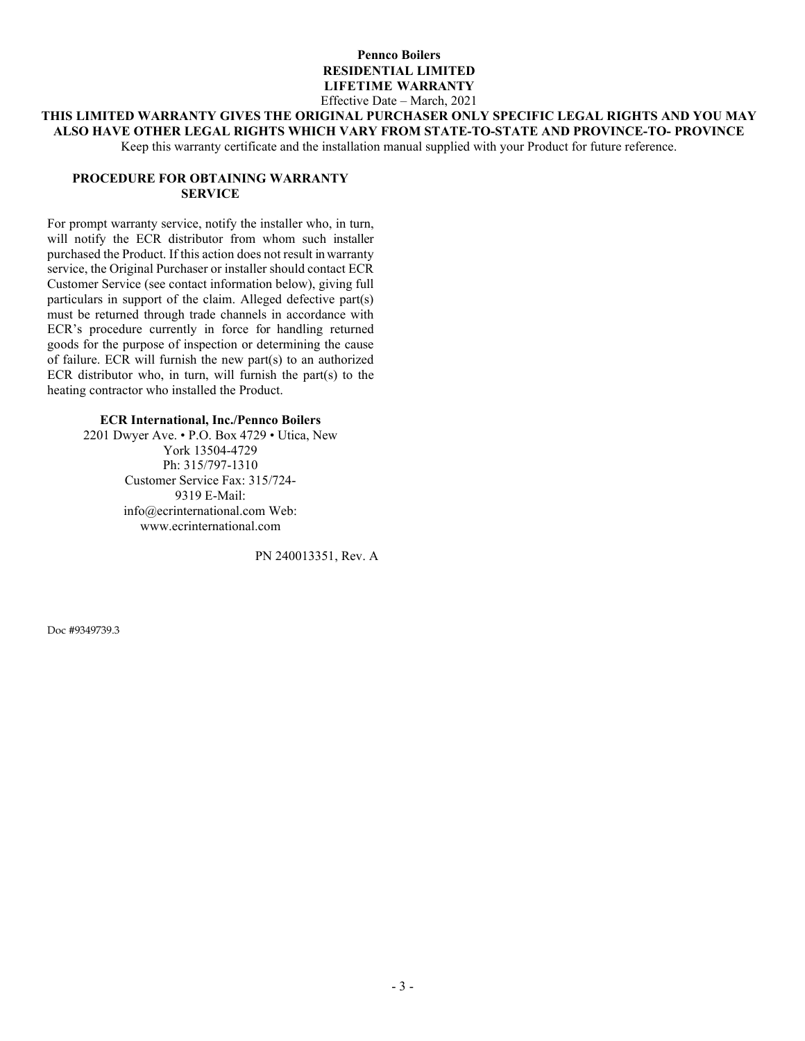**Pennco Boilers**
**RESIDENTIAL LIMITED**
**LIFETIME WARRANTY**
Effective Date – March, 2021

**THIS LIMITED WARRANTY GIVES THE ORIGINAL PURCHASER ONLY SPECIFIC LEGAL RIGHTS AND YOU MAY ALSO HAVE OTHER LEGAL RIGHTS WHICH VARY FROM STATE-TO-STATE AND PROVINCE-TO- PROVINCE**

Keep this warranty certificate and the installation manual supplied with your Product for future reference.

## PROCEDURE FOR OBTAINING WARRANTY SERVICE

For prompt warranty service, notify the installer who, in turn, will notify the ECR distributor from whom such installer purchased the Product. If this action does not result in warranty service, the Original Purchaser or installer should contact ECR Customer Service (see contact information below), giving full particulars in support of the claim. Alleged defective part(s) must be returned through trade channels in accordance with ECR's procedure currently in force for handling returned goods for the purpose of inspection or determining the cause of failure. ECR will furnish the new part(s) to an authorized ECR distributor who, in turn, will furnish the part(s) to the heating contractor who installed the Product.

**ECR International, Inc./Pennco Boilers**
2201 Dwyer Ave. • P.O. Box 4729 • Utica, New York 13504-4729
Ph: 315/797-1310
Customer Service Fax: 315/724-9319 E-Mail: info@ecrinternational.com Web: www.ecrinternational.com

PN 240013351, Rev. A

Doc #9349739.3